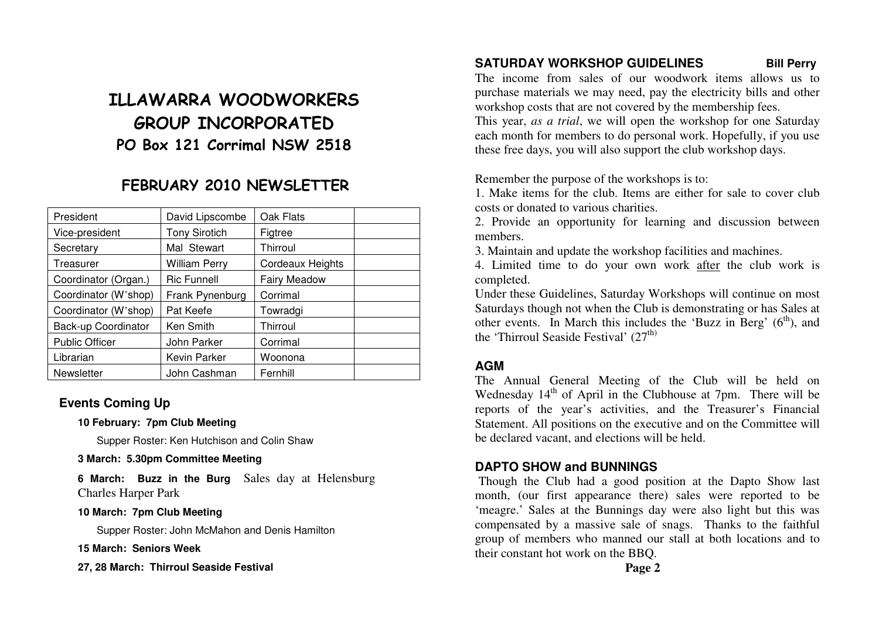# ILLAWARRA WOODWORKERS GROUP INCORPORATED

## PO Box 121 Corrimal NSW 2518

## FEBRUARY 2010 NEWSLETTER

| | | | |
|---|---|---|---|
| President | David Lipscombe | Oak Flats | |
| Vice-president | Tony Sirotich | Figtree | |
| Secretary | Mal Stewart | Thirroul | |
| Treasurer | William Perry | Cordeaux Heights | |
| Coordinator (Organ.) | Ric Funnell | Fairy Meadow | |
| Coordinator (W'shop) | Frank Pynenburg | Corrimal | |
| Coordinator (W'shop) | Pat Keefe | Towradgi | |
| Back-up Coordinator | Ken Smith | Thirroul | |
| Public Officer | John Parker | Corrimal | |
| Librarian | Kevin Parker | Woonona | |
| Newsletter | John Cashman | Fernhill | |

### Events Coming Up

**10 February: 7pm Club Meeting**

Supper Roster: Ken Hutchison and Colin Shaw

**3 March: 5.30pm Committee Meeting**

**6 March: Buzz in the Burg** Sales day at Helensburg Charles Harper Park

**10 March: 7pm Club Meeting**

Supper Roster: John McMahon and Denis Hamilton

**15 March: Seniors Week**

**27, 28 March: Thirroul Seaside Festival**

### SATURDAY WORKSHOP GUIDELINES

**Bill Perry**

The income from sales of our woodwork items allows us to purchase materials we may need, pay the electricity bills and other workshop costs that are not covered by the membership fees.

This year, *as a trial*, we will open the workshop for one Saturday each month for members to do personal work. Hopefully, if you use these free days, you will also support the club workshop days.

Remember the purpose of the workshops is to:

1. Make items for the club. Items are either for sale to cover club costs or donated to various charities.
2. Provide an opportunity for learning and discussion between members.
3. Maintain and update the workshop facilities and machines.
4. Limited time to do your own work after the club work is completed.

Under these Guidelines, Saturday Workshops will continue on most Saturdays though not when the Club is demonstrating or has Sales at other events. In March this includes the 'Buzz in Berg' (6th), and the 'Thirroul Seaside Festival' (27th)

### AGM

The Annual General Meeting of the Club will be held on Wednesday 14th of April in the Clubhouse at 7pm. There will be reports of the year's activities, and the Treasurer's Financial Statement. All positions on the executive and on the Committee will be declared vacant, and elections will be held.

### DAPTO SHOW and BUNNINGS

Though the Club had a good position at the Dapto Show last month, (our first appearance there) sales were reported to be 'meagre.' Sales at the Bunnings day were also light but this was compensated by a massive sale of snags. Thanks to the faithful group of members who manned our stall at both locations and to their constant hot work on the BBQ.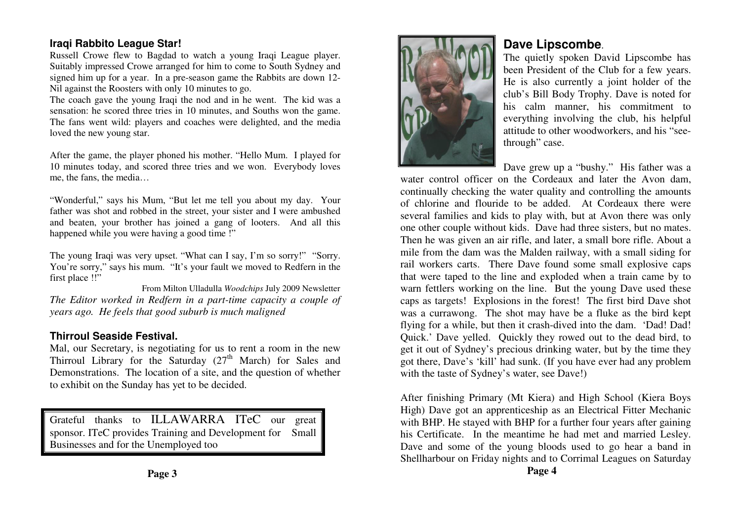### Iraqi Rabbito League Star!

Russell Crowe flew to Bagdad to watch a young Iraqi League player. Suitably impressed Crowe arranged for him to come to South Sydney and signed him up for a year. In a pre-season game the Rabbits are down 12-Nil against the Roosters with only 10 minutes to go.

The coach gave the young Iraqi the nod and in he went. The kid was a sensation: he scored three tries in 10 minutes, and Souths won the game. The fans went wild: players and coaches were delighted, and the media loved the new young star.

After the game, the player phoned his mother. "Hello Mum. I played for 10 minutes today, and scored three tries and we won. Everybody loves me, the fans, the media…

"Wonderful," says his Mum, "But let me tell you about my day. Your father was shot and robbed in the street, your sister and I were ambushed and beaten, your brother has joined a gang of looters. And all this happened while you were having a good time !"

The young Iraqi was very upset. "What can I say, I'm so sorry!" "Sorry. You're sorry," says his mum. "It's your fault we moved to Redfern in the first place !!"

From Milton Ulladulla *Woodchips* July 2009 Newsletter

*The Editor worked in Redfern in a part-time capacity a couple of years ago. He feels that good suburb is much maligned*

### Thirroul Seaside Festival.

Mal, our Secretary, is negotiating for us to rent a room in the new Thirroul Library for the Saturday (27th March) for Sales and Demonstrations. The location of a site, and the question of whether to exhibit on the Sunday has yet to be decided.

Grateful thanks to ILLAWARRA ITeC our great sponsor. ITeC provides Training and Development for Small Businesses and for the Unemployed too

## Dave Lipscombe.

The quietly spoken David Lipscombe has been President of the Club for a few years. He is also currently a joint holder of the club's Bill Body Trophy. Dave is noted for his calm manner, his commitment to everything involving the club, his helpful attitude to other woodworkers, and his "see-through" case.

Dave grew up a "bushy." His father was a water control officer on the Cordeaux and later the Avon dam, continually checking the water quality and controlling the amounts of chlorine and flouride to be added. At Cordeaux there were several families and kids to play with, but at Avon there was only one other couple without kids. Dave had three sisters, but no mates. Then he was given an air rifle, and later, a small bore rifle. About a mile from the dam was the Malden railway, with a small siding for rail workers carts. There Dave found some small explosive caps that were taped to the line and exploded when a train came by to warn fettlers working on the line. But the young Dave used these caps as targets! Explosions in the forest! The first bird Dave shot was a currawong. The shot may have be a fluke as the bird kept flying for a while, but then it crash-dived into the dam. 'Dad! Dad! Quick.' Dave yelled. Quickly they rowed out to the dead bird, to get it out of Sydney's precious drinking water, but by the time they got there, Dave's 'kill' had sunk. (If you have ever had any problem with the taste of Sydney's water, see Dave!)

After finishing Primary (Mt Kiera) and High School (Kiera Boys High) Dave got an apprenticeship as an Electrical Fitter Mechanic with BHP. He stayed with BHP for a further four years after gaining his Certificate. In the meantime he had met and married Lesley. Dave and some of the young bloods used to go hear a band in Shellharbour on Friday nights and to Corrimal Leagues on Saturday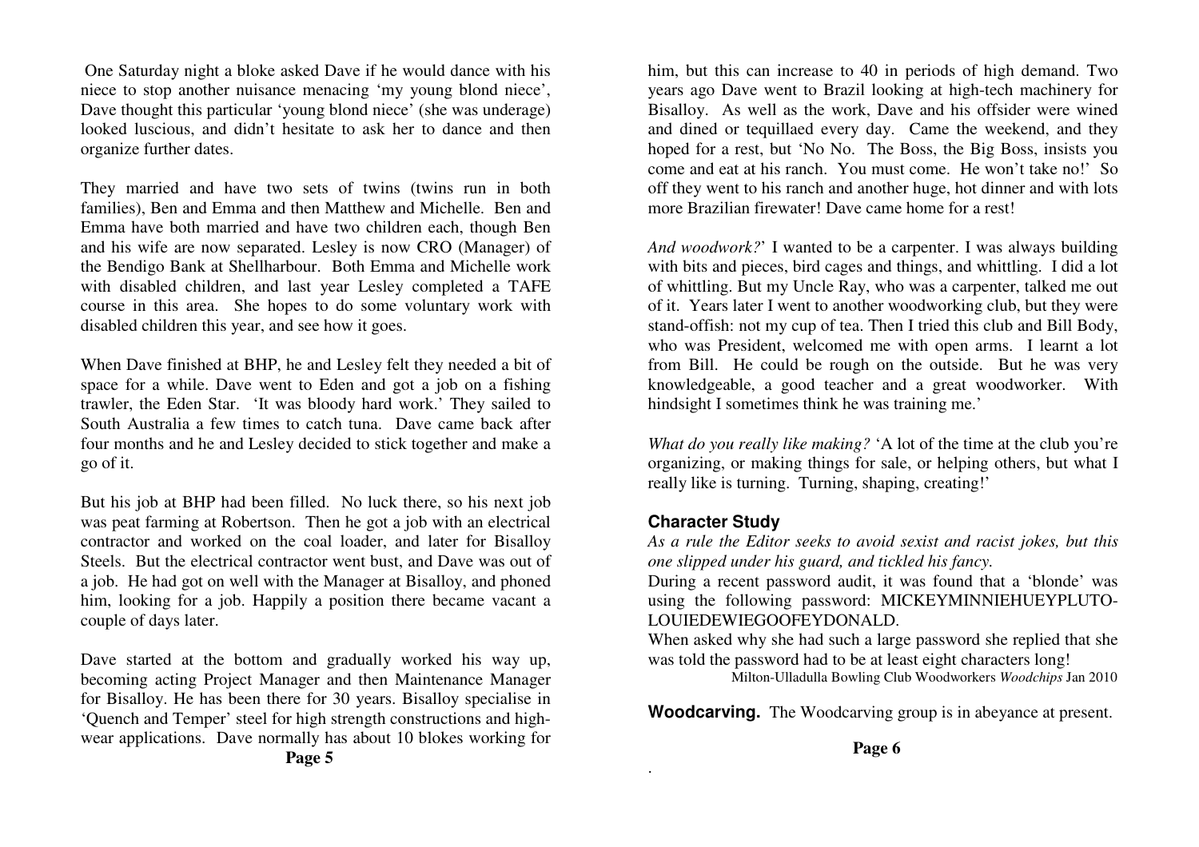One Saturday night a bloke asked Dave if he would dance with his niece to stop another nuisance menacing 'my young blond niece', Dave thought this particular 'young blond niece' (she was underage) looked luscious, and didn't hesitate to ask her to dance and then organize further dates.

They married and have two sets of twins (twins run in both families), Ben and Emma and then Matthew and Michelle. Ben and Emma have both married and have two children each, though Ben and his wife are now separated. Lesley is now CRO (Manager) of the Bendigo Bank at Shellharbour. Both Emma and Michelle work with disabled children, and last year Lesley completed a TAFE course in this area. She hopes to do some voluntary work with disabled children this year, and see how it goes.

When Dave finished at BHP, he and Lesley felt they needed a bit of space for a while. Dave went to Eden and got a job on a fishing trawler, the Eden Star. 'It was bloody hard work.' They sailed to South Australia a few times to catch tuna. Dave came back after four months and he and Lesley decided to stick together and make a go of it.

But his job at BHP had been filled. No luck there, so his next job was peat farming at Robertson. Then he got a job with an electrical contractor and worked on the coal loader, and later for Bisalloy Steels. But the electrical contractor went bust, and Dave was out of a job. He had got on well with the Manager at Bisalloy, and phoned him, looking for a job. Happily a position there became vacant a couple of days later.

Dave started at the bottom and gradually worked his way up, becoming acting Project Manager and then Maintenance Manager for Bisalloy. He has been there for 30 years. Bisalloy specialise in 'Quench and Temper' steel for high strength constructions and high-wear applications. Dave normally has about 10 blokes working for him, but this can increase to 40 in periods of high demand. Two years ago Dave went to Brazil looking at high-tech machinery for Bisalloy. As well as the work, Dave and his offsider were wined and dined or tequillaed every day. Came the weekend, and they hoped for a rest, but 'No No. The Boss, the Big Boss, insists you come and eat at his ranch. You must come. He won't take no!' So off they went to his ranch and another huge, hot dinner and with lots more Brazilian firewater! Dave came home for a rest!

*And woodwork?*' I wanted to be a carpenter. I was always building with bits and pieces, bird cages and things, and whittling. I did a lot of whittling. But my Uncle Ray, who was a carpenter, talked me out of it. Years later I went to another woodworking club, but they were stand-offish: not my cup of tea. Then I tried this club and Bill Body, who was President, welcomed me with open arms. I learnt a lot from Bill. He could be rough on the outside. But he was very knowledgeable, a good teacher and a great woodworker. With hindsight I sometimes think he was training me.'

*What do you really like making?* 'A lot of the time at the club you're organizing, or making things for sale, or helping others, but what I really like is turning. Turning, shaping, creating!'

## Character Study

*As a rule the Editor seeks to avoid sexist and racist jokes, but this one slipped under his guard, and tickled his fancy.*

During a recent password audit, it was found that a 'blonde' was using the following password: MICKEYMINNIEHUEYPLUTO-LOUIEDEWIEGOOFEYDONALD.

When asked why she had such a large password she replied that she was told the password had to be at least eight characters long!

Milton-Ulladulla Bowling Club Woodworkers *Woodchips* Jan 2010

**Woodcarving.** The Woodcarving group is in abeyance at present.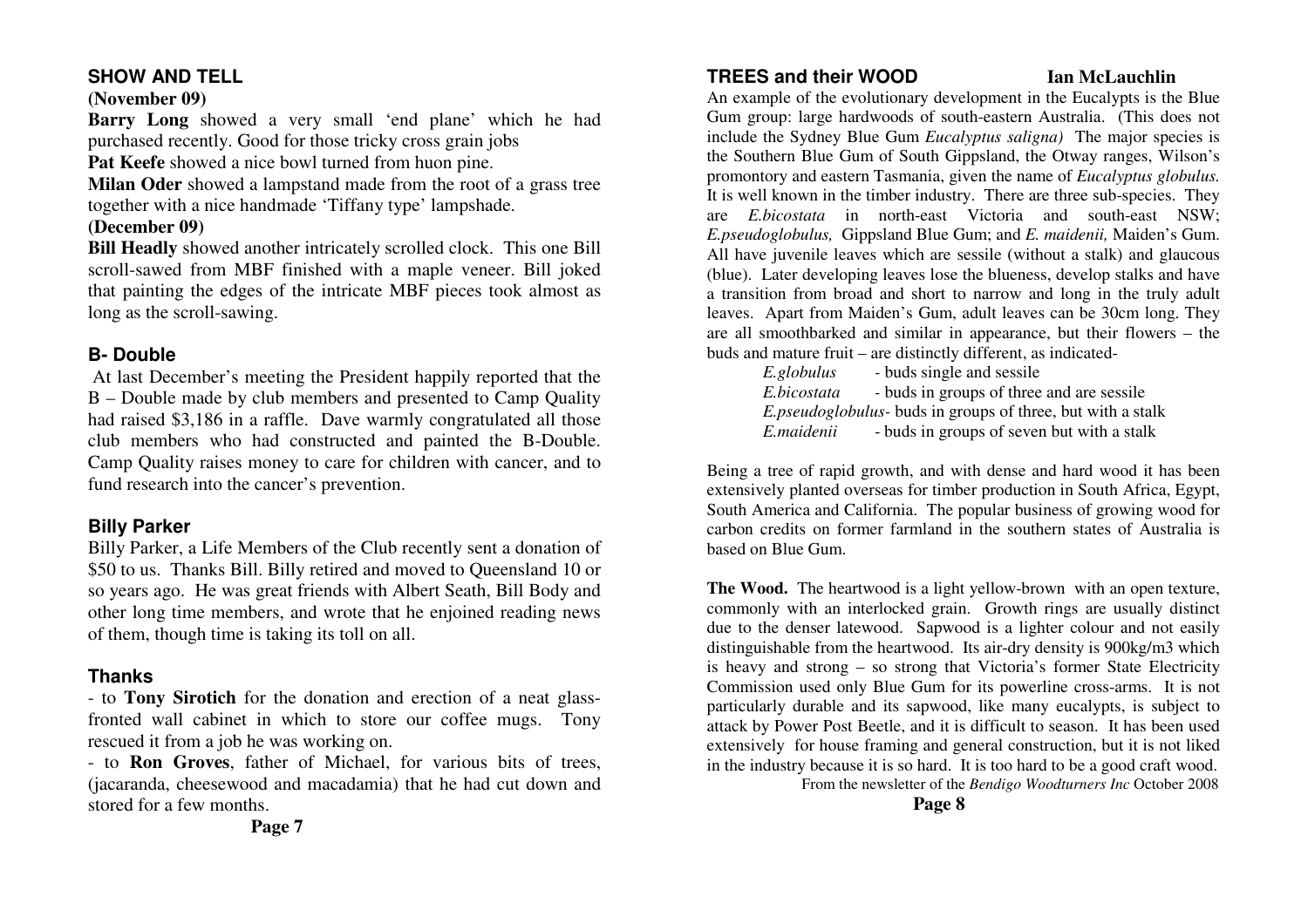## SHOW AND TELL

**(November 09)**

**Barry Long** showed a very small 'end plane' which he had purchased recently. Good for those tricky cross grain jobs

**Pat Keefe** showed a nice bowl turned from huon pine.

**Milan Oder** showed a lampstand made from the root of a grass tree together with a nice handmade 'Tiffany type' lampshade.

**(December 09)**

**Bill Headly** showed another intricately scrolled clock. This one Bill scroll-sawed from MBF finished with a maple veneer. Bill joked that painting the edges of the intricate MBF pieces took almost as long as the scroll-sawing.

## B- Double

At last December's meeting the President happily reported that the B – Double made by club members and presented to Camp Quality had raised $3,186 in a raffle. Dave warmly congratulated all those club members who had constructed and painted the B-Double. Camp Quality raises money to care for children with cancer, and to fund research into the cancer's prevention.

## Billy Parker

Billy Parker, a Life Members of the Club recently sent a donation of $50 to us. Thanks Bill. Billy retired and moved to Queensland 10 or so years ago. He was great friends with Albert Seath, Bill Body and other long time members, and wrote that he enjoined reading news of them, though time is taking its toll on all.

## Thanks

- to **Tony Sirotich** for the donation and erection of a neat glass-fronted wall cabinet in which to store our coffee mugs. Tony rescued it from a job he was working on.

- to **Ron Groves**, father of Michael, for various bits of trees, (jacaranda, cheesewood and macadamia) that he had cut down and stored for a few months.

## TREES and their WOOD

**Ian McLauchlin**

An example of the evolutionary development in the Eucalypts is the Blue Gum group: large hardwoods of south-eastern Australia. (This does not include the Sydney Blue Gum *Eucalyptus saligna)* The major species is the Southern Blue Gum of South Gippsland, the Otway ranges, Wilson's promontory and eastern Tasmania, given the name of *Eucalyptus globulus.* It is well known in the timber industry. There are three sub-species. They are *E.bicostata* in north-east Victoria and south-east NSW; *E.pseudoglobulus,* Gippsland Blue Gum; and *E. maidenii,* Maiden's Gum. All have juvenile leaves which are sessile (without a stalk) and glaucous (blue). Later developing leaves lose the blueness, develop stalks and have a transition from broad and short to narrow and long in the truly adult leaves. Apart from Maiden's Gum, adult leaves can be 30cm long. They are all smoothbarked and similar in appearance, but their flowers – the buds and mature fruit – are distinctly different, as indicated-

*E.globulus* - buds single and sessile
*E.bicostata* - buds in groups of three and are sessile
*E.pseudoglobulus*- buds in groups of three, but with a stalk
*E.maidenii* - buds in groups of seven but with a stalk

Being a tree of rapid growth, and with dense and hard wood it has been extensively planted overseas for timber production in South Africa, Egypt, South America and California. The popular business of growing wood for carbon credits on former farmland in the southern states of Australia is based on Blue Gum.

**The Wood.** The heartwood is a light yellow-brown with an open texture, commonly with an interlocked grain. Growth rings are usually distinct due to the denser latewood. Sapwood is a lighter colour and not easily distinguishable from the heartwood. Its air-dry density is 900kg/m3 which is heavy and strong – so strong that Victoria's former State Electricity Commission used only Blue Gum for its powerline cross-arms. It is not particularly durable and its sapwood, like many eucalypts, is subject to attack by Power Post Beetle, and it is difficult to season. It has been used extensively for house framing and general construction, but it is not liked in the industry because it is so hard. It is too hard to be a good craft wood.

From the newsletter of the *Bendigo Woodturners Inc* October 2008